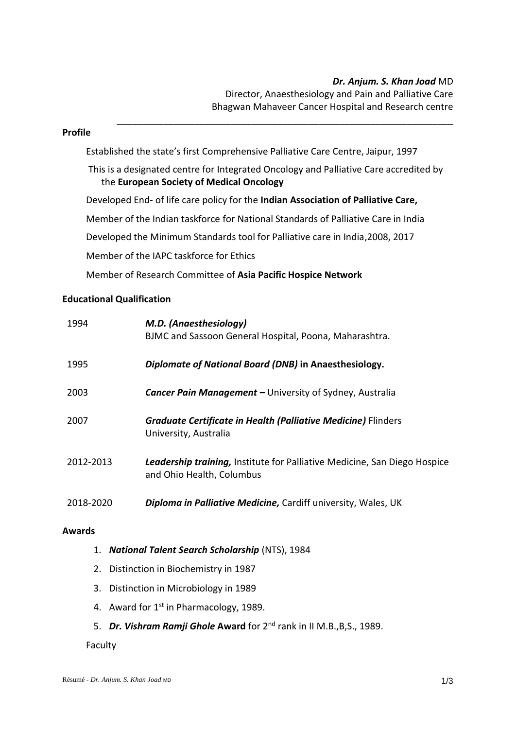***Dr. Anjum. S. Khan Joad*** MD
Director, Anaesthesiology and Pain and Palliative Care
Bhagwan Mahaveer Cancer Hospital and Research centre

---

## Profile

Established the state's first Comprehensive Palliative Care Centre, Jaipur, 1997

This is a designated centre for Integrated Oncology and Palliative Care accredited by the **European Society of Medical Oncology**

Developed End- of life care policy for the **Indian Association of Palliative Care,**

Member of the Indian taskforce for National Standards of Palliative Care in India

Developed the Minimum Standards tool for Palliative care in India,2008, 2017

Member of the IAPC taskforce for Ethics

Member of Research Committee of **Asia Pacific Hospice Network**

## Educational Qualification

| | |
|---|---|
| 1994 | ***M.D. (Anaesthesiology)*** BJMC and Sassoon General Hospital, Poona, Maharashtra. |
| 1995 | ***Diplomate of National Board (DNB)* in Anaesthesiology.** |
| 2003 | ***Cancer Pain Management –*** University of Sydney, Australia |
| 2007 | ***Graduate Certificate in Health (Palliative Medicine)*** Flinders University, Australia |
| 2012-2013 | ***Leadership training,*** Institute for Palliative Medicine, San Diego Hospice and Ohio Health, Columbus |
| 2018-2020 | ***Diploma in Palliative Medicine,*** Cardiff university, Wales, UK |

## Awards

1. ***National Talent Search Scholarship*** (NTS), 1984
2. Distinction in Biochemistry in 1987
3. Distinction in Microbiology in 1989
4. Award for 1st in Pharmacology, 1989.
5. ***Dr. Vishram Ramji Ghole* Award** for 2nd rank in II M.B.,B,S., 1989.

Faculty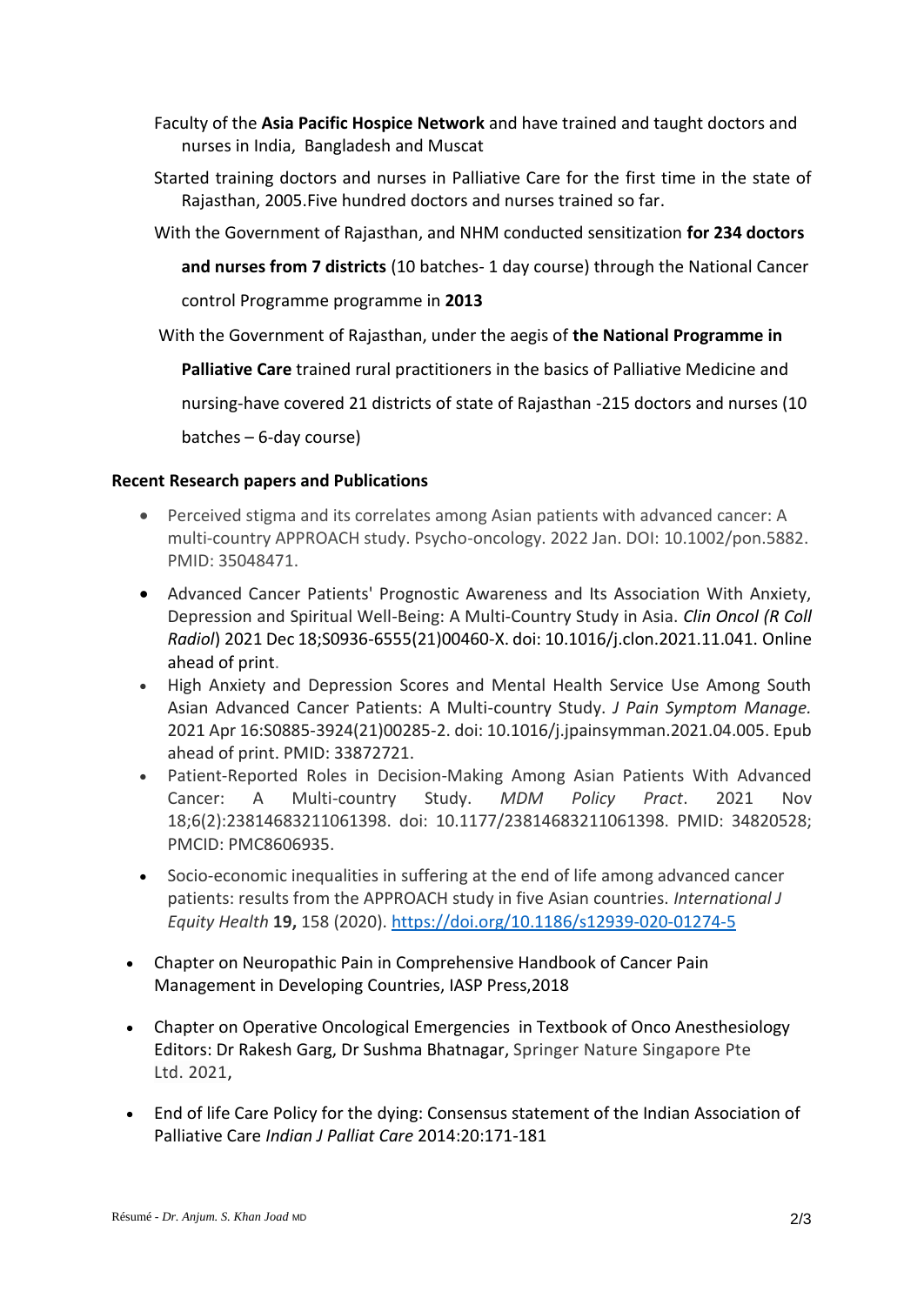Faculty of the **Asia Pacific Hospice Network** and have trained and taught doctors and nurses in India,  Bangladesh and Muscat

Started training doctors and nurses in Palliative Care for the first time in the state of Rajasthan, 2005.Five hundred doctors and nurses trained so far.

With the Government of Rajasthan, and NHM conducted sensitization **for 234 doctors and nurses from 7 districts** (10 batches- 1 day course) through the National Cancer control Programme programme in **2013**

With the Government of Rajasthan, under the aegis of **the National Programme in Palliative Care** trained rural practitioners in the basics of Palliative Medicine and nursing-have covered 21 districts of state of Rajasthan -215 doctors and nurses (10 batches – 6-day course)

**Recent Research papers and Publications**

- Perceived stigma and its correlates among Asian patients with advanced cancer: A multi-country APPROACH study. Psycho-oncology. 2022 Jan. DOI: 10.1002/pon.5882. PMID: 35048471.
- Advanced Cancer Patients' Prognostic Awareness and Its Association With Anxiety, Depression and Spiritual Well-Being: A Multi-Country Study in Asia. *Clin Oncol (R Coll Radiol*) 2021 Dec 18;S0936-6555(21)00460-X. doi: 10.1016/j.clon.2021.11.041. Online ahead of print.
- High Anxiety and Depression Scores and Mental Health Service Use Among South Asian Advanced Cancer Patients: A Multi-country Study. *J Pain Symptom Manage.* 2021 Apr 16:S0885-3924(21)00285-2. doi: 10.1016/j.jpainsymman.2021.04.005. Epub ahead of print. PMID: 33872721.
- Patient-Reported Roles in Decision-Making Among Asian Patients With Advanced Cancer: A Multi-country Study. *MDM Policy Pract*. 2021 Nov 18;6(2):23814683211061398. doi: 10.1177/23814683211061398. PMID: 34820528; PMCID: PMC8606935.
- Socio-economic inequalities in suffering at the end of life among advanced cancer patients: results from the APPROACH study in five Asian countries. *International J Equity Health* **19,** 158 (2020). https://doi.org/10.1186/s12939-020-01274-5

- Chapter on Neuropathic Pain in Comprehensive Handbook of Cancer Pain Management in Developing Countries, IASP Press,2018
- Chapter on Operative Oncological Emergencies  in Textbook of Onco Anesthesiology Editors: Dr Rakesh Garg, Dr Sushma Bhatnagar, Springer Nature Singapore Pte Ltd. 2021,
- End of life Care Policy for the dying: Consensus statement of the Indian Association of Palliative Care *Indian J Palliat Care* 2014:20:171-181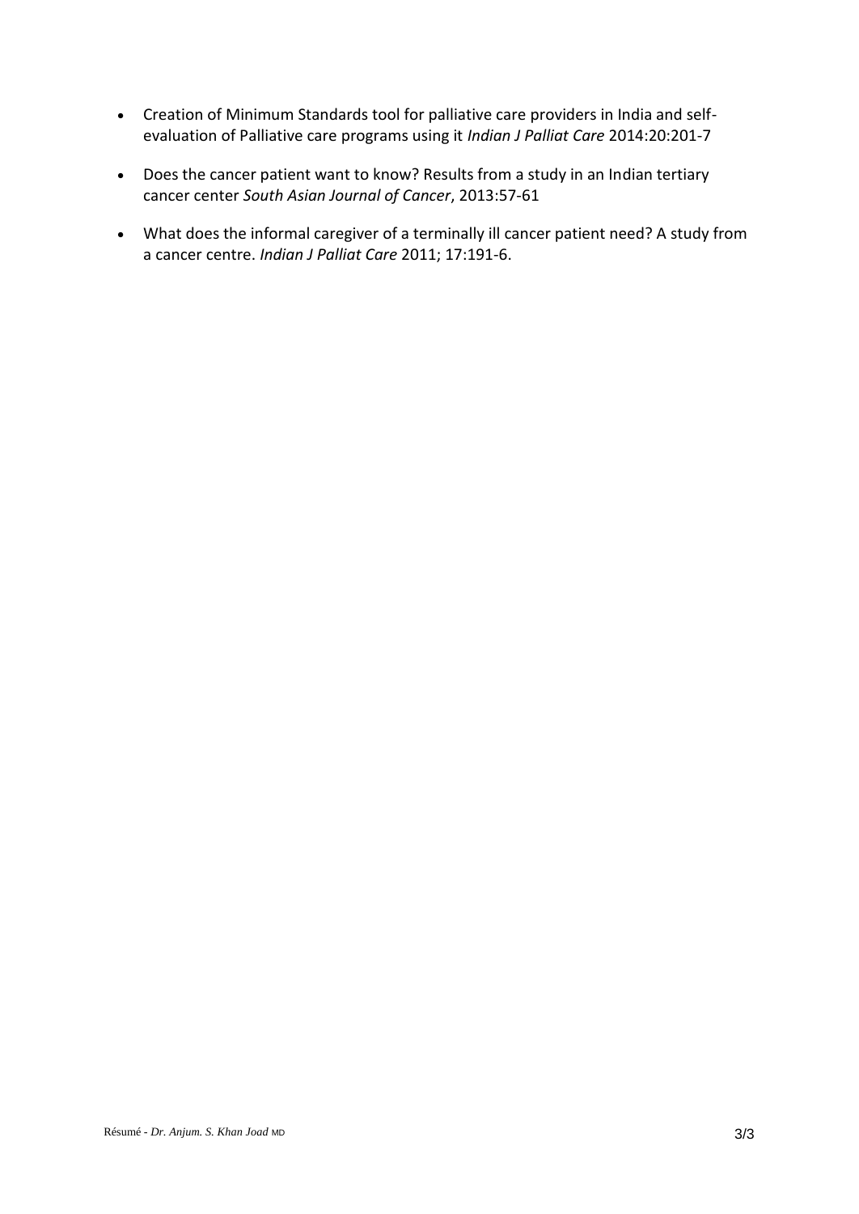- Creation of Minimum Standards tool for palliative care providers in India and self-evaluation of Palliative care programs using it *Indian J Palliat Care* 2014:20:201-7
- Does the cancer patient want to know? Results from a study in an Indian tertiary cancer center *South Asian Journal of Cancer*, 2013:57-61
- What does the informal caregiver of a terminally ill cancer patient need? A study from a cancer centre. *Indian J Palliat Care* 2011; 17:191-6.